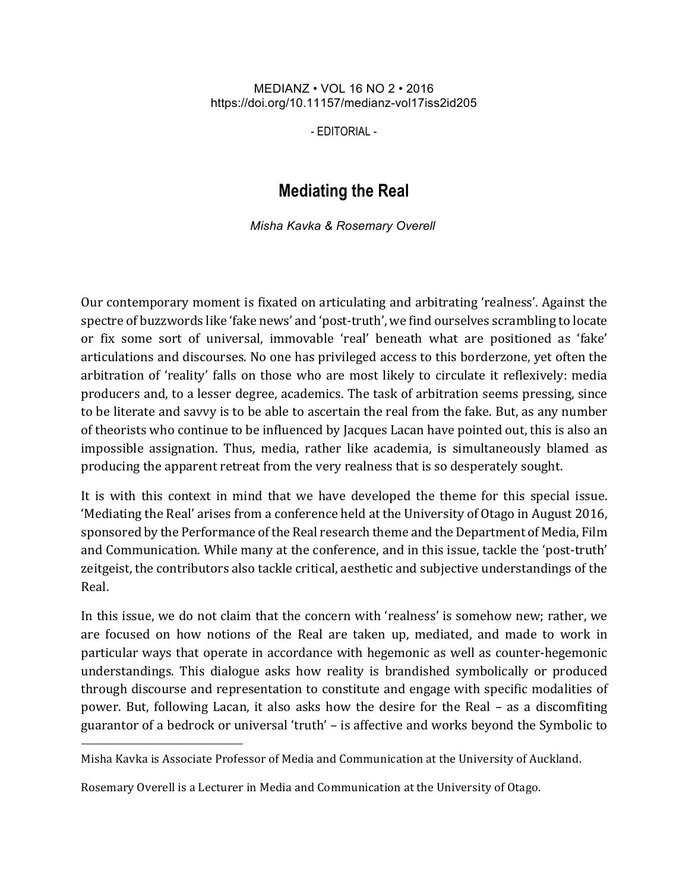MEDIANZ • VOL 16 NO 2 • 2016
https://doi.org/10.11157/medianz-vol17iss2id205

- EDITORIAL -

# Mediating the Real

*Misha Kavka & Rosemary Overell*

Our contemporary moment is fixated on articulating and arbitrating 'realness'. Against the spectre of buzzwords like 'fake news' and 'post-truth', we find ourselves scrambling to locate or fix some sort of universal, immovable 'real' beneath what are positioned as 'fake' articulations and discourses. No one has privileged access to this borderzone, yet often the arbitration of 'reality' falls on those who are most likely to circulate it reflexively: media producers and, to a lesser degree, academics. The task of arbitration seems pressing, since to be literate and savvy is to be able to ascertain the real from the fake. But, as any number of theorists who continue to be influenced by Jacques Lacan have pointed out, this is also an impossible assignation. Thus, media, rather like academia, is simultaneously blamed as producing the apparent retreat from the very realness that is so desperately sought.

It is with this context in mind that we have developed the theme for this special issue. 'Mediating the Real' arises from a conference held at the University of Otago in August 2016, sponsored by the Performance of the Real research theme and the Department of Media, Film and Communication. While many at the conference, and in this issue, tackle the 'post-truth' zeitgeist, the contributors also tackle critical, aesthetic and subjective understandings of the Real.

In this issue, we do not claim that the concern with 'realness' is somehow new; rather, we are focused on how notions of the Real are taken up, mediated, and made to work in particular ways that operate in accordance with hegemonic as well as counter-hegemonic understandings. This dialogue asks how reality is brandished symbolically or produced through discourse and representation to constitute and engage with specific modalities of power. But, following Lacan, it also asks how the desire for the Real – as a discomfiting guarantor of a bedrock or universal 'truth' – is affective and works beyond the Symbolic to

---

Misha Kavka is Associate Professor of Media and Communication at the University of Auckland.

Rosemary Overell is a Lecturer in Media and Communication at the University of Otago.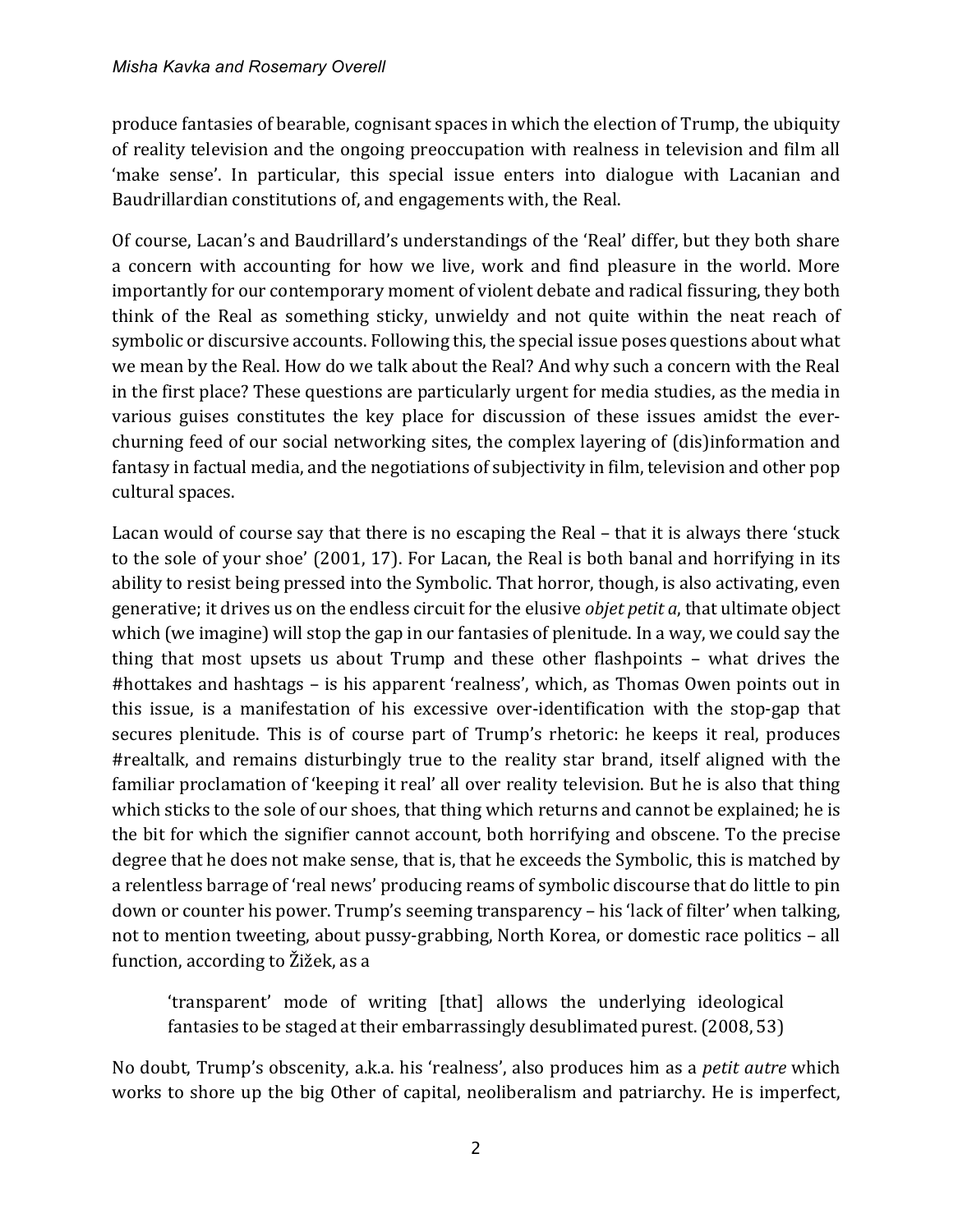produce fantasies of bearable, cognisant spaces in which the election of Trump, the ubiquity of reality television and the ongoing preoccupation with realness in television and film all 'make sense'. In particular, this special issue enters into dialogue with Lacanian and Baudrillardian constitutions of, and engagements with, the Real.

Of course, Lacan's and Baudrillard's understandings of the 'Real' differ, but they both share a concern with accounting for how we live, work and find pleasure in the world. More importantly for our contemporary moment of violent debate and radical fissuring, they both think of the Real as something sticky, unwieldy and not quite within the neat reach of symbolic or discursive accounts. Following this, the special issue poses questions about what we mean by the Real. How do we talk about the Real? And why such a concern with the Real in the first place? These questions are particularly urgent for media studies, as the media in various guises constitutes the key place for discussion of these issues amidst the ever-churning feed of our social networking sites, the complex layering of (dis)information and fantasy in factual media, and the negotiations of subjectivity in film, television and other pop cultural spaces.

Lacan would of course say that there is no escaping the Real – that it is always there 'stuck to the sole of your shoe' (2001, 17). For Lacan, the Real is both banal and horrifying in its ability to resist being pressed into the Symbolic. That horror, though, is also activating, even generative; it drives us on the endless circuit for the elusive *objet petit a*, that ultimate object which (we imagine) will stop the gap in our fantasies of plenitude. In a way, we could say the thing that most upsets us about Trump and these other flashpoints – what drives the #hottakes and hashtags – is his apparent 'realness', which, as Thomas Owen points out in this issue, is a manifestation of his excessive over-identification with the stop-gap that secures plenitude. This is of course part of Trump's rhetoric: he keeps it real, produces #realtalk, and remains disturbingly true to the reality star brand, itself aligned with the familiar proclamation of 'keeping it real' all over reality television. But he is also that thing which sticks to the sole of our shoes, that thing which returns and cannot be explained; he is the bit for which the signifier cannot account, both horrifying and obscene. To the precise degree that he does not make sense, that is, that he exceeds the Symbolic, this is matched by a relentless barrage of 'real news' producing reams of symbolic discourse that do little to pin down or counter his power. Trump's seeming transparency – his 'lack of filter' when talking, not to mention tweeting, about pussy-grabbing, North Korea, or domestic race politics – all function, according to Žižek, as a

> 'transparent' mode of writing [that] allows the underlying ideological fantasies to be staged at their embarrassingly desublimated purest. (2008, 53)

No doubt, Trump's obscenity, a.k.a. his 'realness', also produces him as a *petit autre* which works to shore up the big Other of capital, neoliberalism and patriarchy. He is imperfect,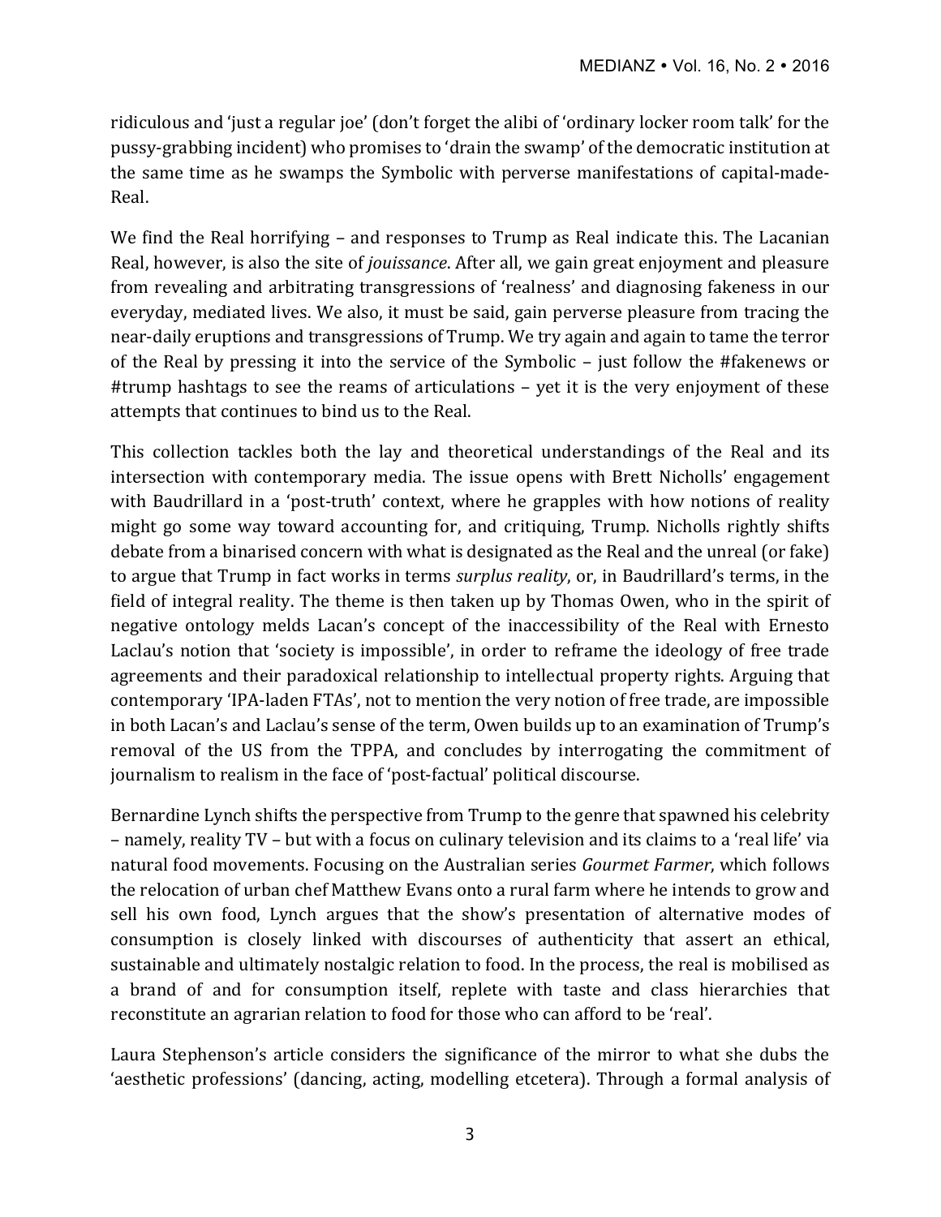ridiculous and 'just a regular joe' (don't forget the alibi of 'ordinary locker room talk' for the pussy-grabbing incident) who promises to 'drain the swamp' of the democratic institution at the same time as he swamps the Symbolic with perverse manifestations of capital-made-Real.

We find the Real horrifying – and responses to Trump as Real indicate this. The Lacanian Real, however, is also the site of *jouissance*. After all, we gain great enjoyment and pleasure from revealing and arbitrating transgressions of 'realness' and diagnosing fakeness in our everyday, mediated lives. We also, it must be said, gain perverse pleasure from tracing the near-daily eruptions and transgressions of Trump. We try again and again to tame the terror of the Real by pressing it into the service of the Symbolic – just follow the #fakenews or #trump hashtags to see the reams of articulations – yet it is the very enjoyment of these attempts that continues to bind us to the Real.

This collection tackles both the lay and theoretical understandings of the Real and its intersection with contemporary media. The issue opens with Brett Nicholls' engagement with Baudrillard in a 'post-truth' context, where he grapples with how notions of reality might go some way toward accounting for, and critiquing, Trump. Nicholls rightly shifts debate from a binarised concern with what is designated as the Real and the unreal (or fake) to argue that Trump in fact works in terms *surplus reality*, or, in Baudrillard's terms, in the field of integral reality. The theme is then taken up by Thomas Owen, who in the spirit of negative ontology melds Lacan's concept of the inaccessibility of the Real with Ernesto Laclau's notion that 'society is impossible', in order to reframe the ideology of free trade agreements and their paradoxical relationship to intellectual property rights. Arguing that contemporary 'IPA-laden FTAs', not to mention the very notion of free trade, are impossible in both Lacan's and Laclau's sense of the term, Owen builds up to an examination of Trump's removal of the US from the TPPA, and concludes by interrogating the commitment of journalism to realism in the face of 'post-factual' political discourse.

Bernardine Lynch shifts the perspective from Trump to the genre that spawned his celebrity – namely, reality TV – but with a focus on culinary television and its claims to a 'real life' via natural food movements. Focusing on the Australian series *Gourmet Farmer*, which follows the relocation of urban chef Matthew Evans onto a rural farm where he intends to grow and sell his own food, Lynch argues that the show's presentation of alternative modes of consumption is closely linked with discourses of authenticity that assert an ethical, sustainable and ultimately nostalgic relation to food. In the process, the real is mobilised as a brand of and for consumption itself, replete with taste and class hierarchies that reconstitute an agrarian relation to food for those who can afford to be 'real'.

Laura Stephenson's article considers the significance of the mirror to what she dubs the 'aesthetic professions' (dancing, acting, modelling etcetera). Through a formal analysis of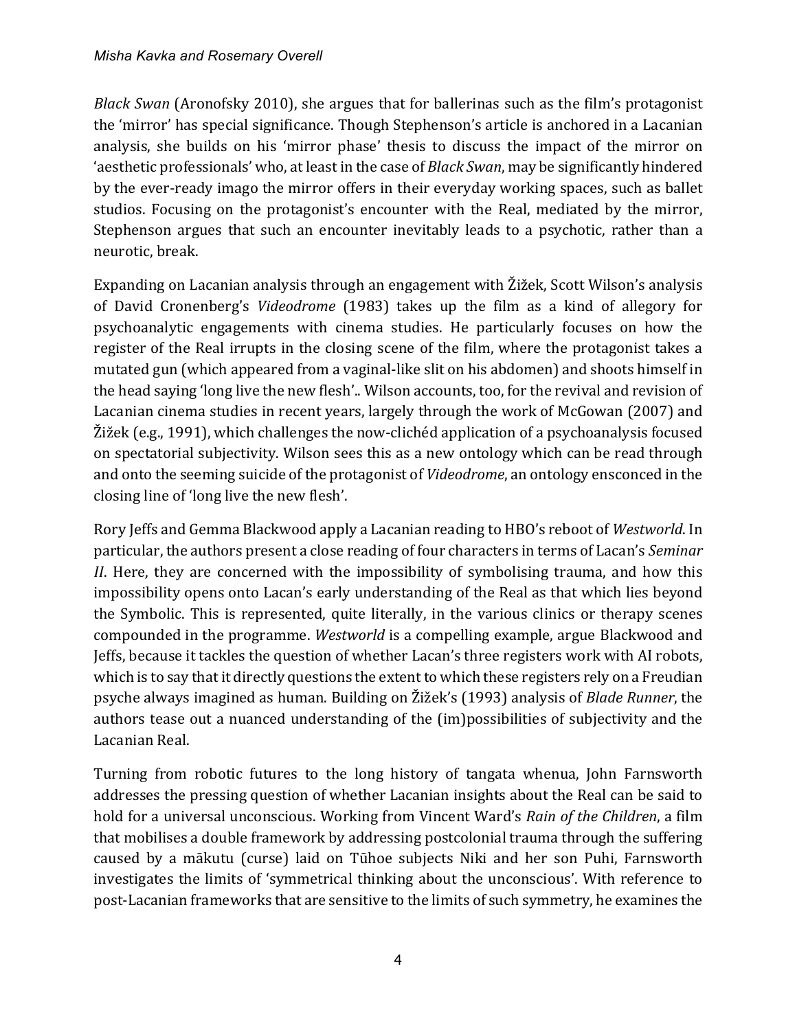*Black Swan* (Aronofsky 2010), she argues that for ballerinas such as the film's protagonist the 'mirror' has special significance. Though Stephenson's article is anchored in a Lacanian analysis, she builds on his 'mirror phase' thesis to discuss the impact of the mirror on 'aesthetic professionals' who, at least in the case of *Black Swan*, may be significantly hindered by the ever-ready imago the mirror offers in their everyday working spaces, such as ballet studios. Focusing on the protagonist's encounter with the Real, mediated by the mirror, Stephenson argues that such an encounter inevitably leads to a psychotic, rather than a neurotic, break.

Expanding on Lacanian analysis through an engagement with Žižek, Scott Wilson's analysis of David Cronenberg's *Videodrome* (1983) takes up the film as a kind of allegory for psychoanalytic engagements with cinema studies. He particularly focuses on how the register of the Real irrupts in the closing scene of the film, where the protagonist takes a mutated gun (which appeared from a vaginal-like slit on his abdomen) and shoots himself in the head saying 'long live the new flesh'.. Wilson accounts, too, for the revival and revision of Lacanian cinema studies in recent years, largely through the work of McGowan (2007) and Žižek (e.g., 1991), which challenges the now-clichéd application of a psychoanalysis focused on spectatorial subjectivity. Wilson sees this as a new ontology which can be read through and onto the seeming suicide of the protagonist of *Videodrome*, an ontology ensconced in the closing line of 'long live the new flesh'.

Rory Jeffs and Gemma Blackwood apply a Lacanian reading to HBO's reboot of *Westworld*. In particular, the authors present a close reading of four characters in terms of Lacan's *Seminar II*. Here, they are concerned with the impossibility of symbolising trauma, and how this impossibility opens onto Lacan's early understanding of the Real as that which lies beyond the Symbolic. This is represented, quite literally, in the various clinics or therapy scenes compounded in the programme. *Westworld* is a compelling example, argue Blackwood and Jeffs, because it tackles the question of whether Lacan's three registers work with AI robots, which is to say that it directly questions the extent to which these registers rely on a Freudian psyche always imagined as human. Building on Žižek's (1993) analysis of *Blade Runner*, the authors tease out a nuanced understanding of the (im)possibilities of subjectivity and the Lacanian Real.

Turning from robotic futures to the long history of tangata whenua, John Farnsworth addresses the pressing question of whether Lacanian insights about the Real can be said to hold for a universal unconscious. Working from Vincent Ward's *Rain of the Children*, a film that mobilises a double framework by addressing postcolonial trauma through the suffering caused by a mākutu (curse) laid on Tūhoe subjects Niki and her son Puhi, Farnsworth investigates the limits of 'symmetrical thinking about the unconscious'. With reference to post-Lacanian frameworks that are sensitive to the limits of such symmetry, he examines the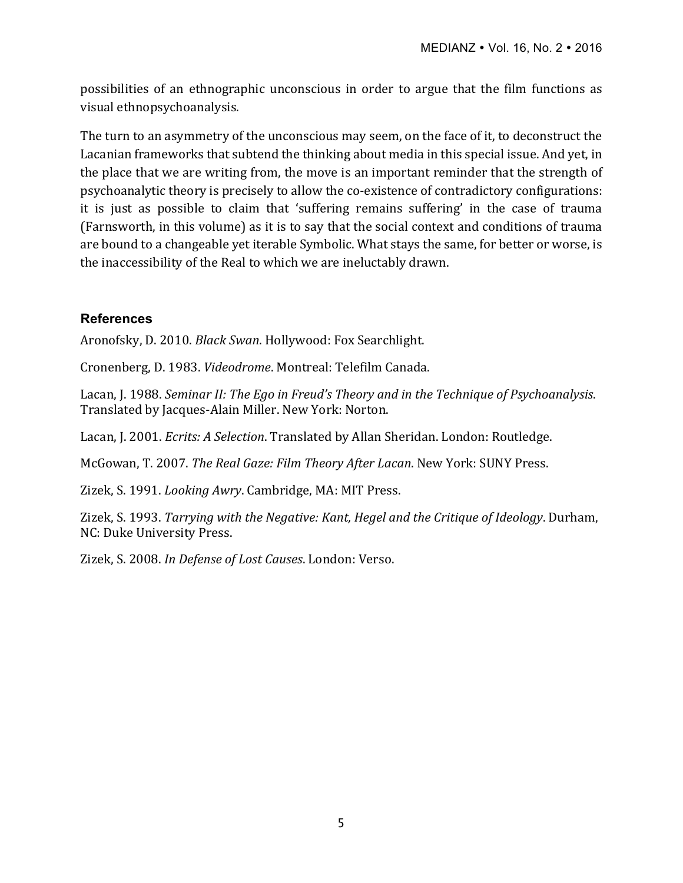possibilities of an ethnographic unconscious in order to argue that the film functions as visual ethnopsychoanalysis.

The turn to an asymmetry of the unconscious may seem, on the face of it, to deconstruct the Lacanian frameworks that subtend the thinking about media in this special issue. And yet, in the place that we are writing from, the move is an important reminder that the strength of psychoanalytic theory is precisely to allow the co-existence of contradictory configurations: it is just as possible to claim that 'suffering remains suffering' in the case of trauma (Farnsworth, in this volume) as it is to say that the social context and conditions of trauma are bound to a changeable yet iterable Symbolic. What stays the same, for better or worse, is the inaccessibility of the Real to which we are ineluctably drawn.

### References

Aronofsky, D. 2010. *Black Swan*. Hollywood: Fox Searchlight.

Cronenberg, D. 1983. *Videodrome*. Montreal: Telefilm Canada.

Lacan, J. 1988. *Seminar II: The Ego in Freud's Theory and in the Technique of Psychoanalysis*. Translated by Jacques-Alain Miller. New York: Norton.

Lacan, J. 2001. *Ecrits: A Selection*. Translated by Allan Sheridan. London: Routledge.

McGowan, T. 2007. *The Real Gaze: Film Theory After Lacan*. New York: SUNY Press.

Zizek, S. 1991. *Looking Awry*. Cambridge, MA: MIT Press.

Zizek, S. 1993. *Tarrying with the Negative: Kant, Hegel and the Critique of Ideology*. Durham, NC: Duke University Press.

Zizek, S. 2008. *In Defense of Lost Causes*. London: Verso.